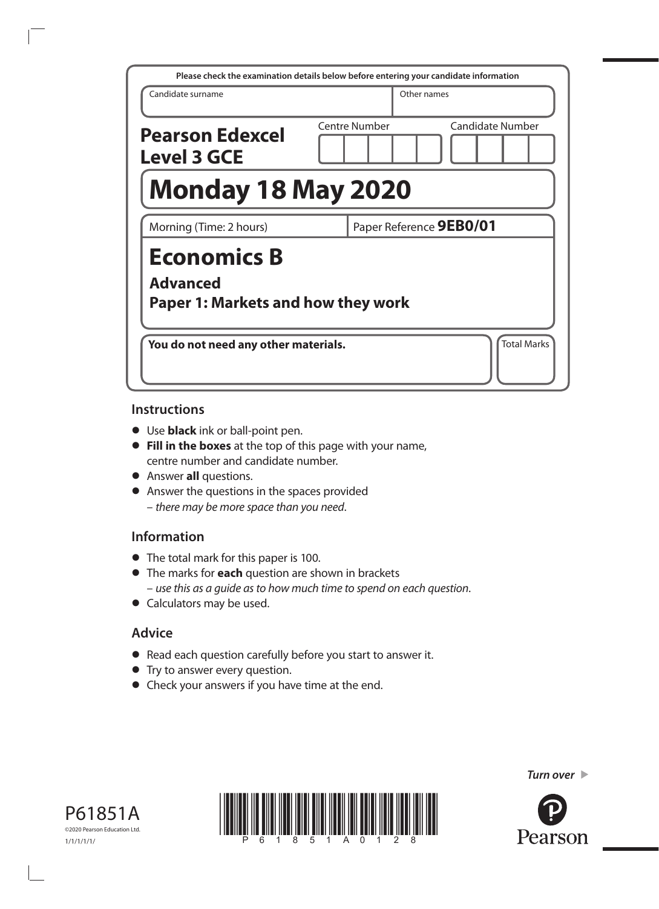Please check the examination details below before entering your candidate information

| Candidate surname | Other names |
|---|---|
| | |

**Pearson Edexcel Level 3 GCE**

Centre Number | Candidate Number

# Monday 18 May 2020

Morning (Time: 2 hours) | Paper Reference **9EB0/01**

# Economics B

## Advanced

## Paper 1: Markets and how they work

**You do not need any other materials.**

Total Marks

## Instructions

- Use **black** ink or ball-point pen.
- **Fill in the boxes** at the top of this page with your name, centre number and candidate number.
- Answer **all** questions.
- Answer the questions in the spaces provided
  – *there may be more space than you need*.

## Information

- The total mark for this paper is 100.
- The marks for **each** question are shown in brackets
  – *use this as a guide as to how much time to spend on each question*.
- Calculators may be used.

## Advice

- Read each question carefully before you start to answer it.
- Try to answer every question.
- Check your answers if you have time at the end.

P61851A

©2020 Pearson Education Ltd.

1/1/1/1/1/

*Turn over*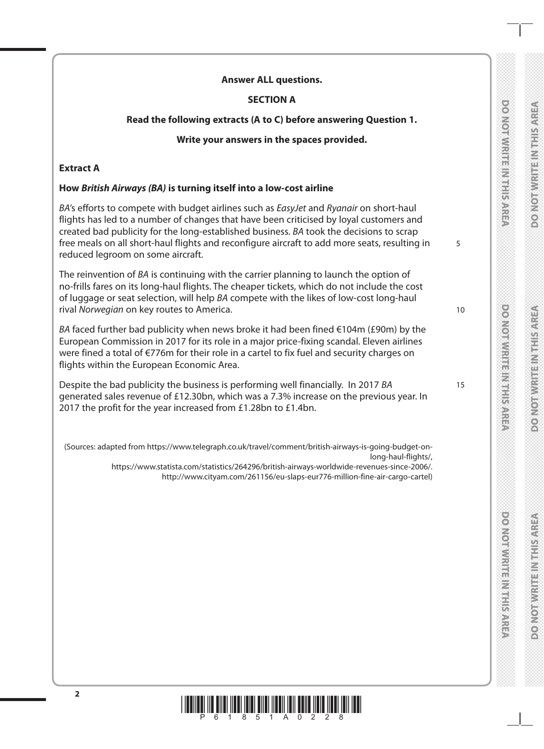**Answer ALL questions.**

**SECTION A**

**Read the following extracts (A to C) before answering Question 1.**

**Write your answers in the spaces provided.**

**Extract A**

**How *British Airways (BA)* is turning itself into a low-cost airline**

*BA*'s efforts to compete with budget airlines such as *EasyJet* and *Ryanair* on short-haul flights has led to a number of changes that have been criticised by loyal customers and created bad publicity for the long-established business. *BA* took the decisions to scrap free meals on all short-haul flights and reconfigure aircraft to add more seats, resulting in reduced legroom on some aircraft.

The reinvention of *BA* is continuing with the carrier planning to launch the option of no-frills fares on its long-haul flights. The cheaper tickets, which do not include the cost of luggage or seat selection, will help *BA* compete with the likes of low-cost long-haul rival *Norwegian* on key routes to America.

*BA* faced further bad publicity when news broke it had been fined €104m (£90m) by the European Commission in 2017 for its role in a major price-fixing scandal. Eleven airlines were fined a total of €776m for their role in a cartel to fix fuel and security charges on flights within the European Economic Area.

Despite the bad publicity the business is performing well financially. In 2017 *BA* generated sales revenue of £12.30bn, which was a 7.3% increase on the previous year. In 2017 the profit for the year increased from £1.28bn to £1.4bn.

(Sources: adapted from https://www.telegraph.co.uk/travel/comment/british-airways-is-going-budget-on-long-haul-flights/, https://www.statista.com/statistics/264296/british-airways-worldwide-revenues-since-2006/. http://www.cityam.com/261156/eu-slaps-eur776-million-fine-air-cargo-cartel)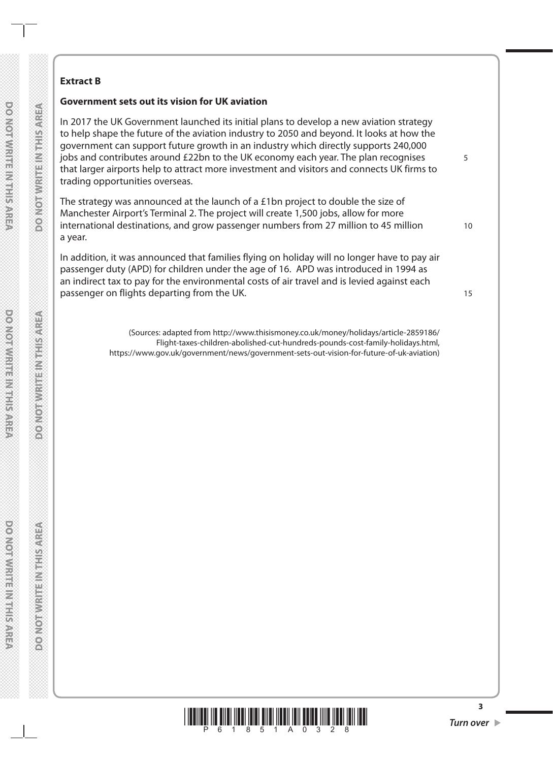**Extract B**

**Government sets out its vision for UK aviation**

In 2017 the UK Government launched its initial plans to develop a new aviation strategy to help shape the future of the aviation industry to 2050 and beyond. It looks at how the government can support future growth in an industry which directly supports 240,000 jobs and contributes around £22bn to the UK economy each year. The plan recognises that larger airports help to attract more investment and visitors and connects UK firms to trading opportunities overseas.

The strategy was announced at the launch of a £1bn project to double the size of Manchester Airport's Terminal 2. The project will create 1,500 jobs, allow for more international destinations, and grow passenger numbers from 27 million to 45 million a year.

In addition, it was announced that families flying on holiday will no longer have to pay air passenger duty (APD) for children under the age of 16. APD was introduced in 1994 as an indirect tax to pay for the environmental costs of air travel and is levied against each passenger on flights departing from the UK.

(Sources: adapted from http://www.thisismoney.co.uk/money/holidays/article-2859186/Flight-taxes-children-abolished-cut-hundreds-pounds-cost-family-holidays.html, https://www.gov.uk/government/news/government-sets-out-vision-for-future-of-uk-aviation)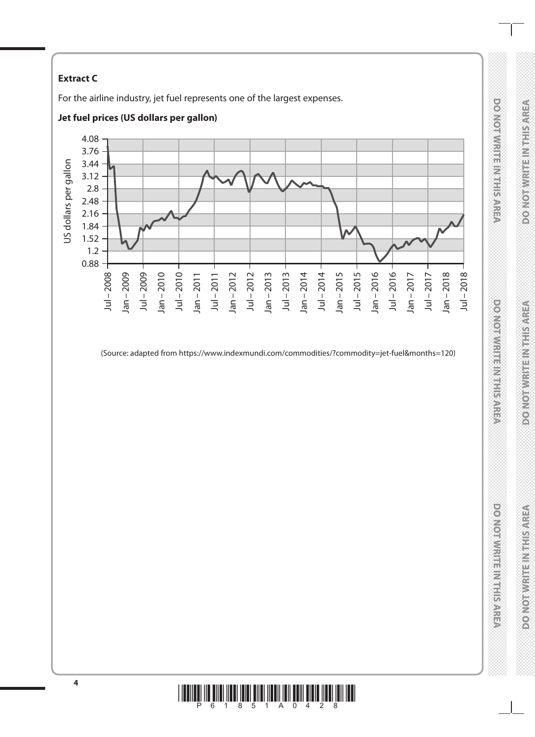**Extract C**

For the airline industry, jet fuel represents one of the largest expenses.

**Jet fuel prices (US dollars per gallon)**

(Source: adapted from https://www.indexmundi.com/commodities/?commodity=jet-fuel&months=120)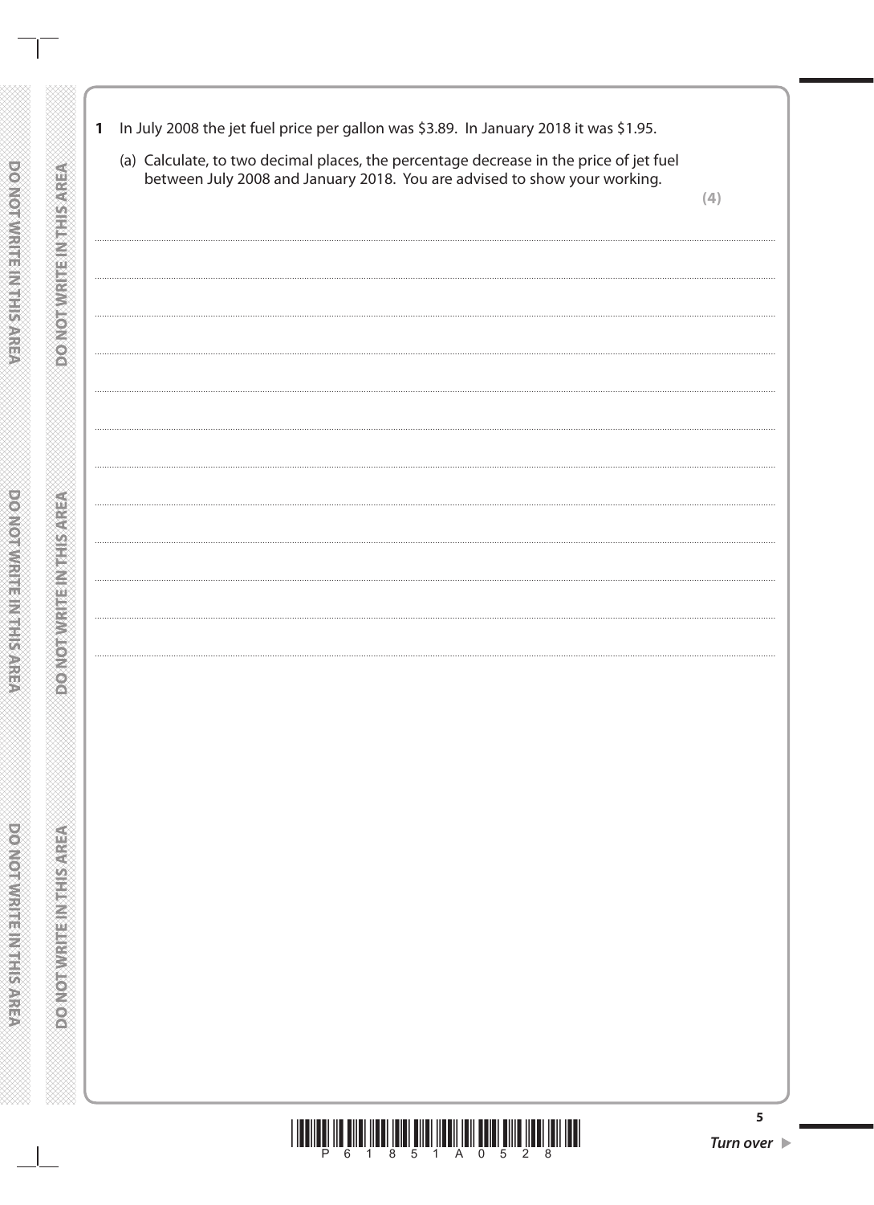**1** In July 2008 the jet fuel price per gallon was \$3.89. In January 2018 it was \$1.95.

(a) Calculate, to two decimal places, the percentage decrease in the price of jet fuel between July 2008 and January 2018. You are advised to show your working.

**(4)**

................................................................................................................................................

................................................................................................................................................

................................................................................................................................................

................................................................................................................................................

................................................................................................................................................

................................................................................................................................................

................................................................................................................................................

................................................................................................................................................

................................................................................................................................................

................................................................................................................................................

................................................................................................................................................

**Turn over ▶**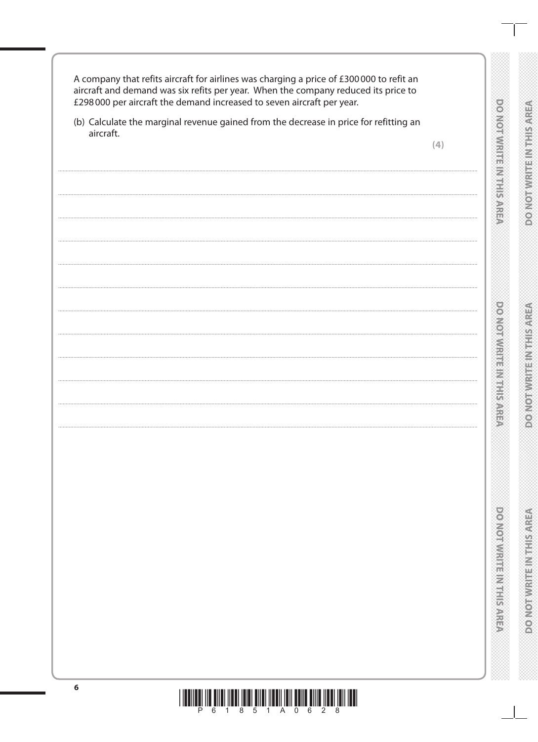A company that refits aircraft for airlines was charging a price of £300 000 to refit an aircraft and demand was six refits per year. When the company reduced its price to £298 000 per aircraft the demand increased to seven aircraft per year.

(b) Calculate the marginal revenue gained from the decrease in price for refitting an aircraft.

**(4)**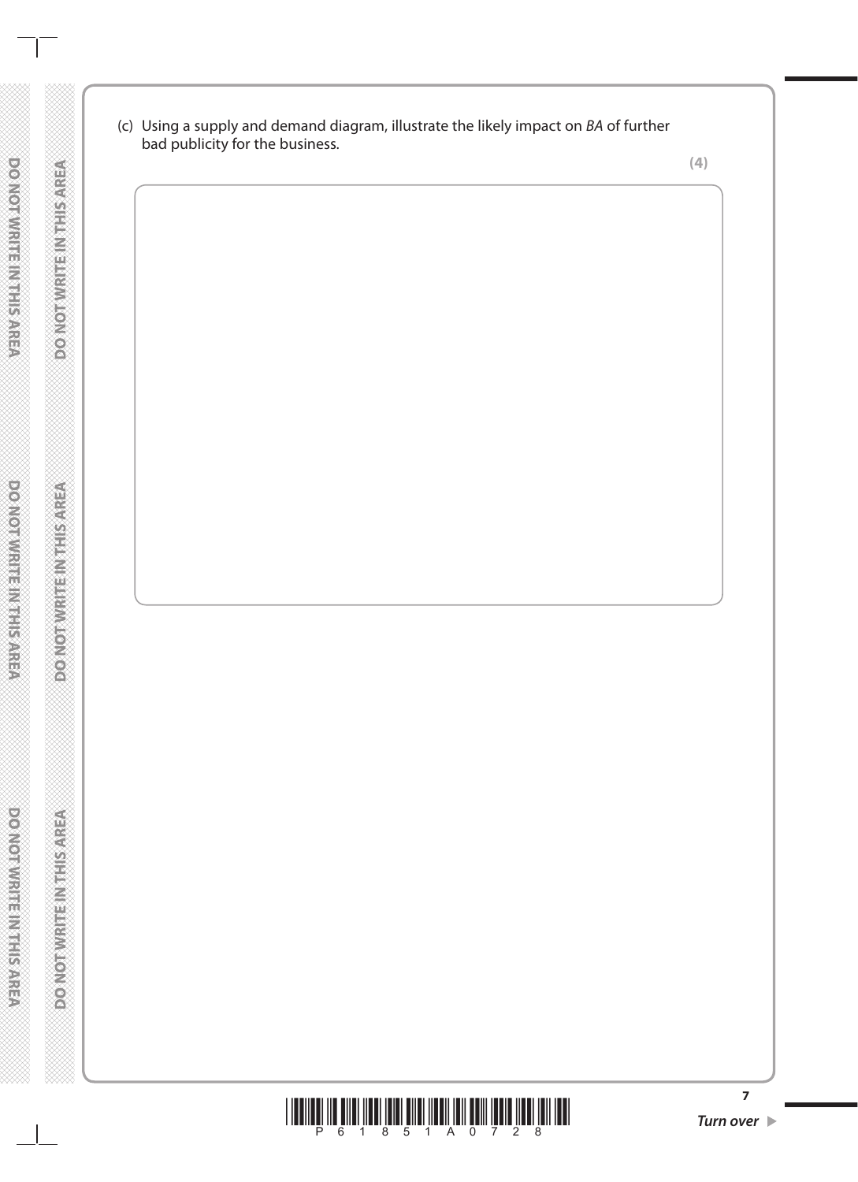(c) Using a supply and demand diagram, illustrate the likely impact on *BA* of further bad publicity for the business.

**(4)**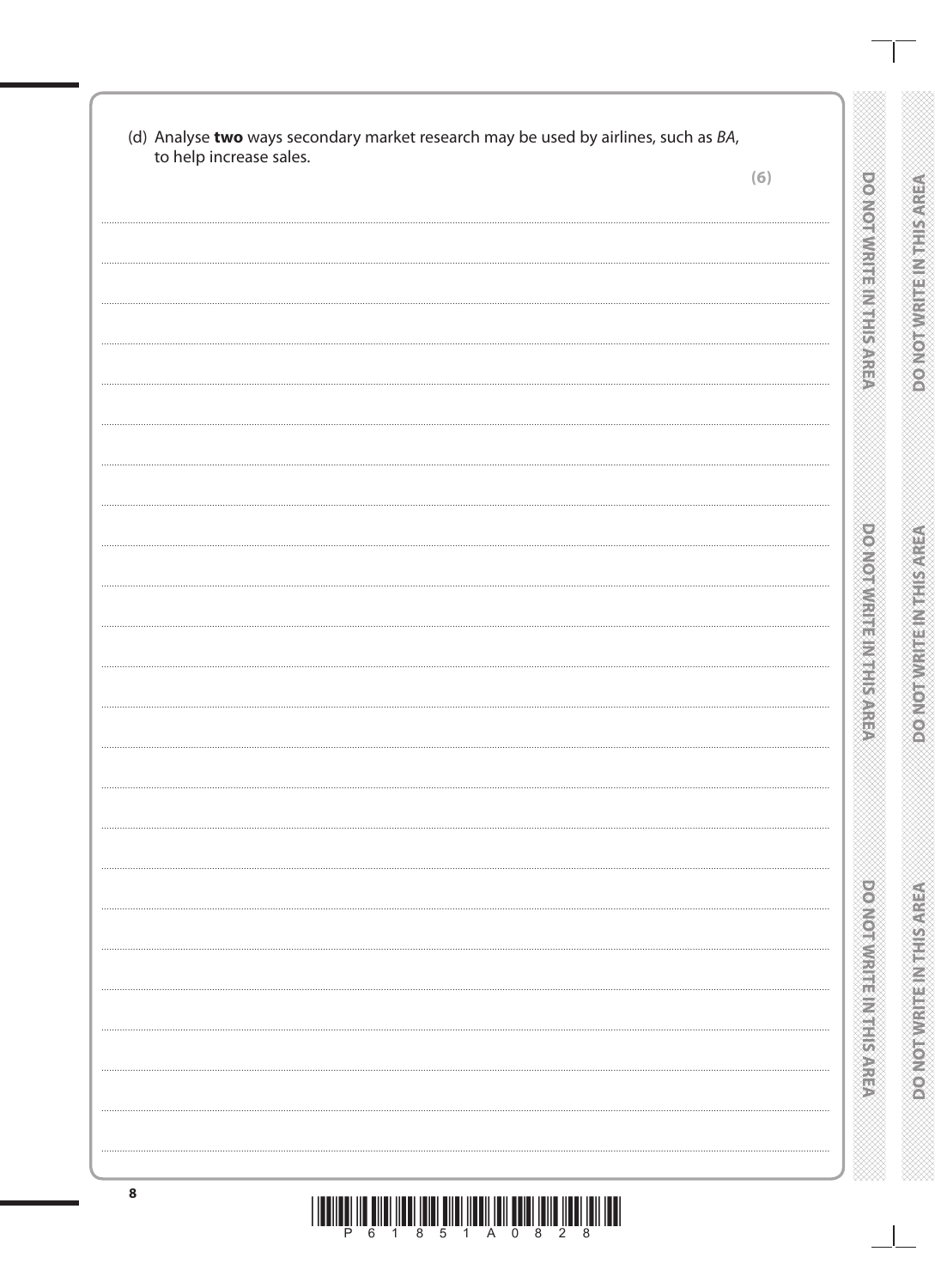(d) Analyse **two** ways secondary market research may be used by airlines, such as *BA*, to help increase sales.

**(6)**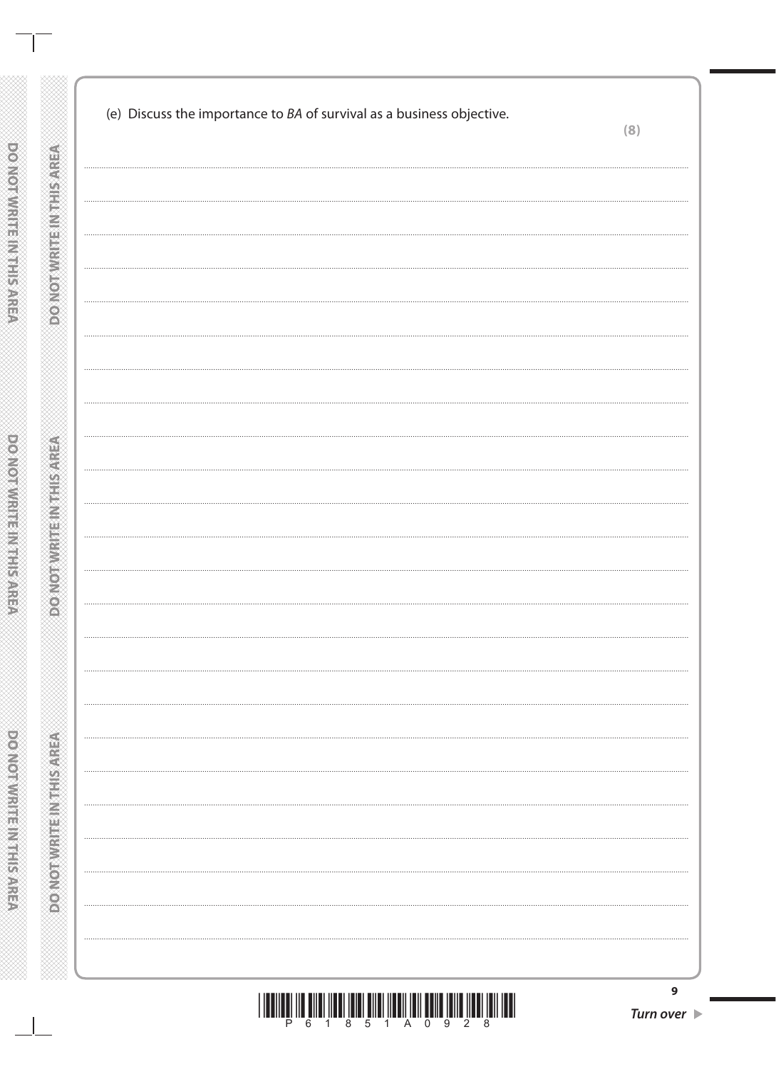(e) Discuss the importance to *BA* of survival as a business objective.

**(8)**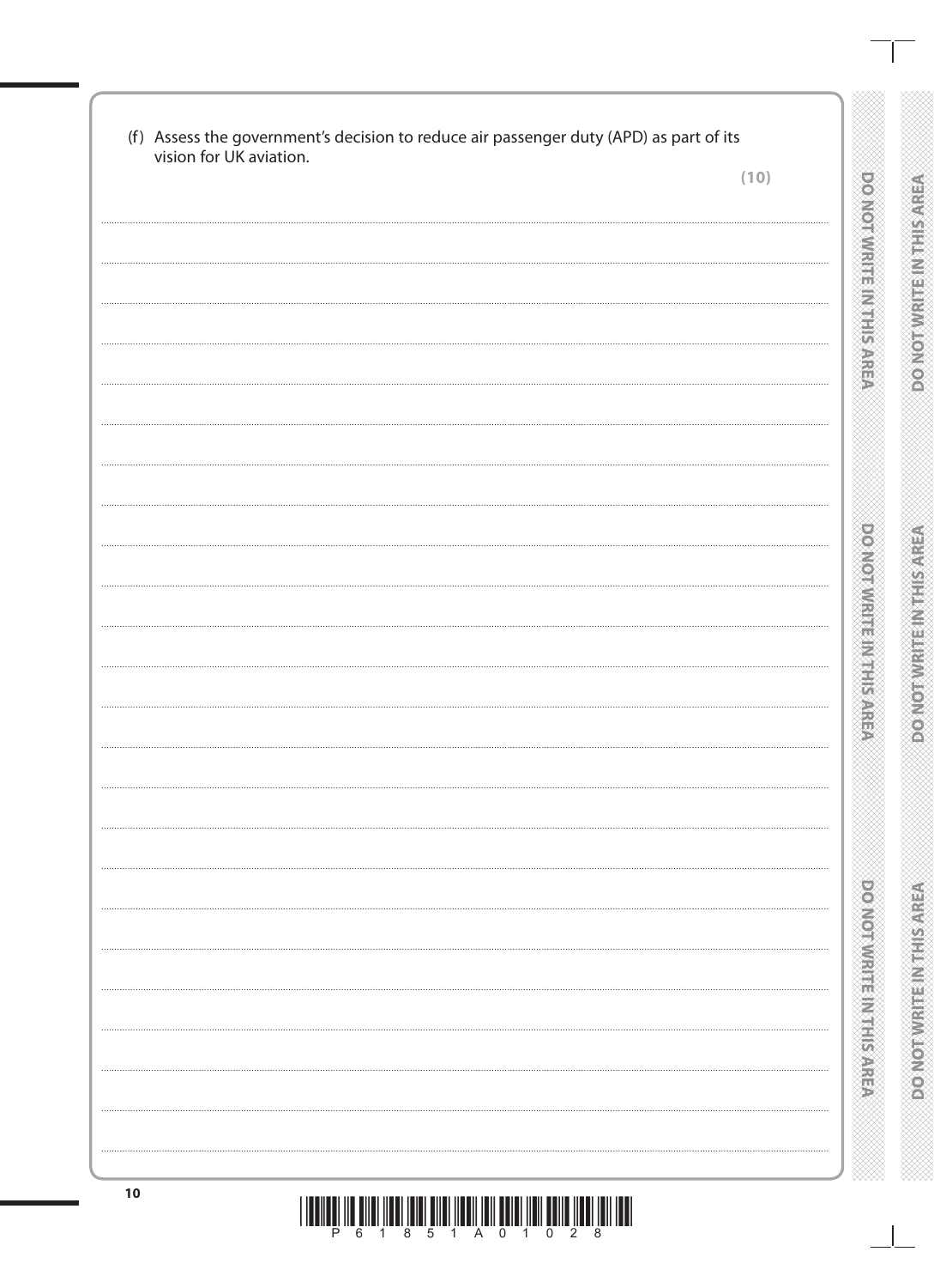(f) Assess the government's decision to reduce air passenger duty (APD) as part of its vision for UK aviation.

**(10)**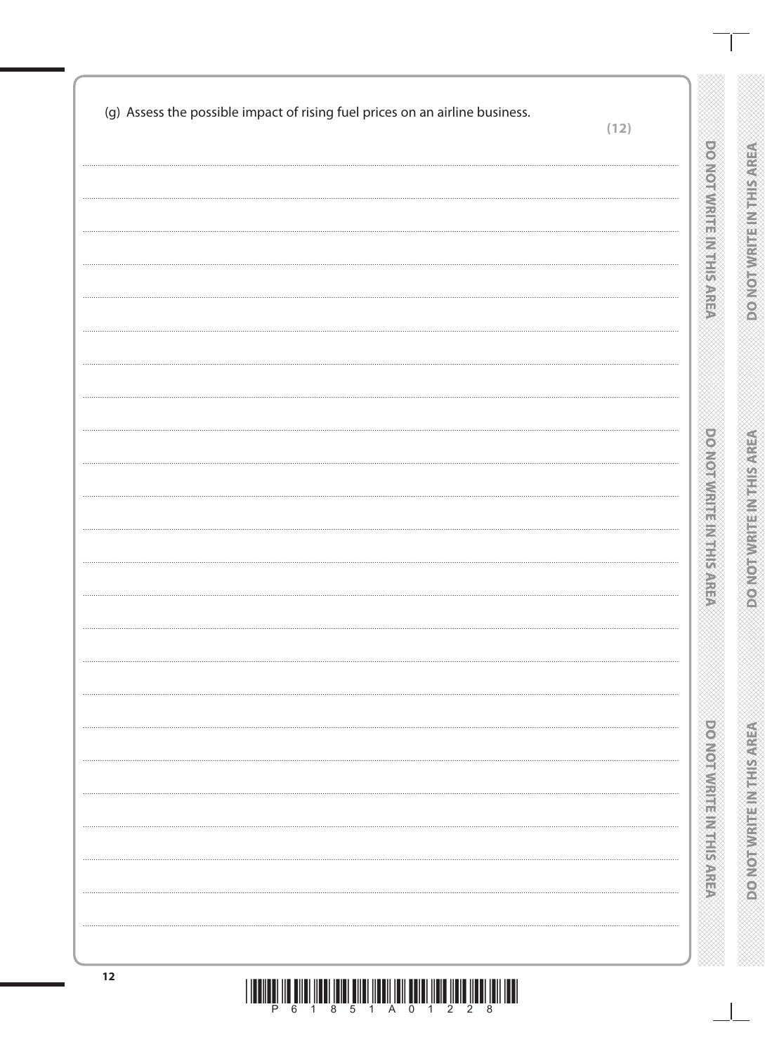(g) Assess the possible impact of rising fuel prices on an airline business.

**(12)**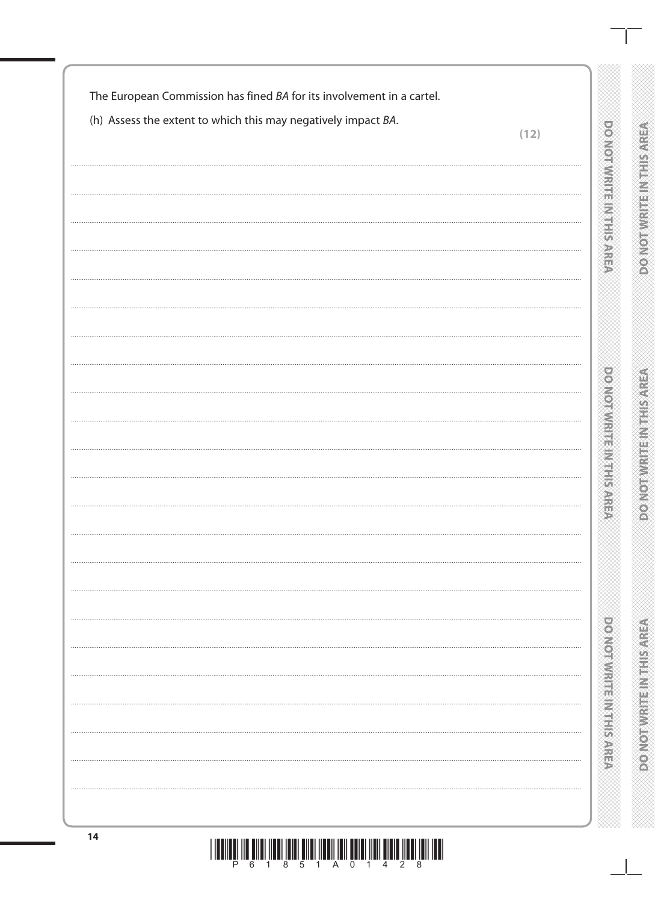The European Commission has fined *BA* for its involvement in a cartel.

(h) Assess the extent to which this may negatively impact *BA*.

**(12)**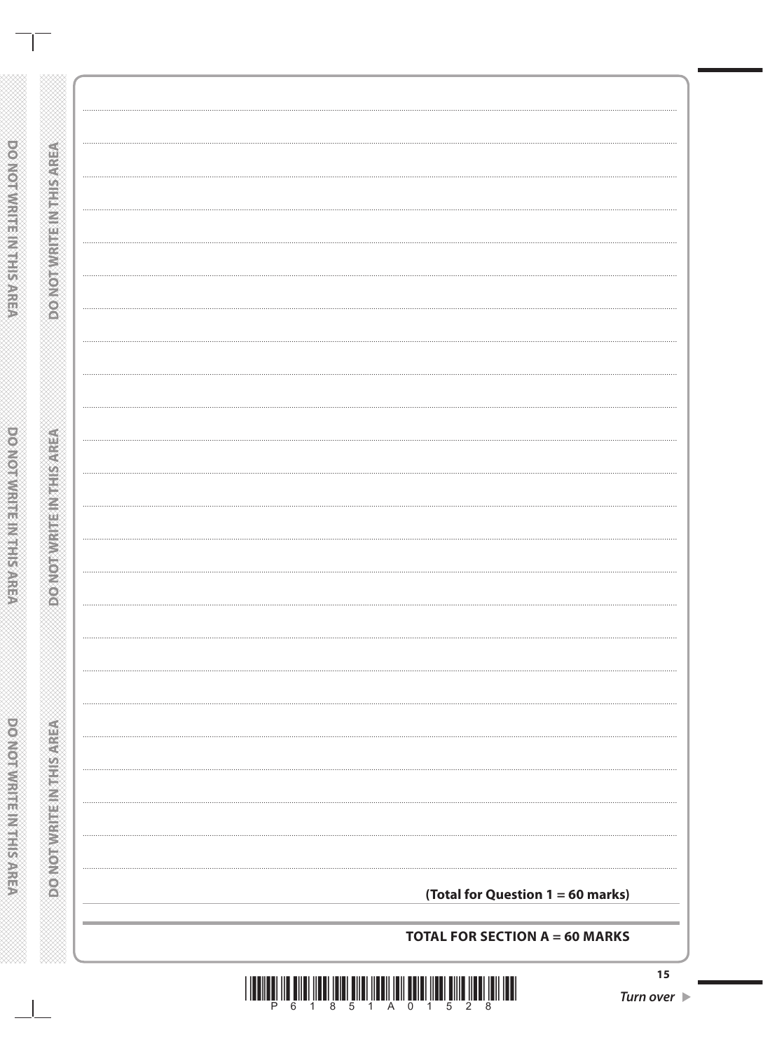**(Total for Question 1 = 60 marks)**

**TOTAL FOR SECTION A = 60 MARKS**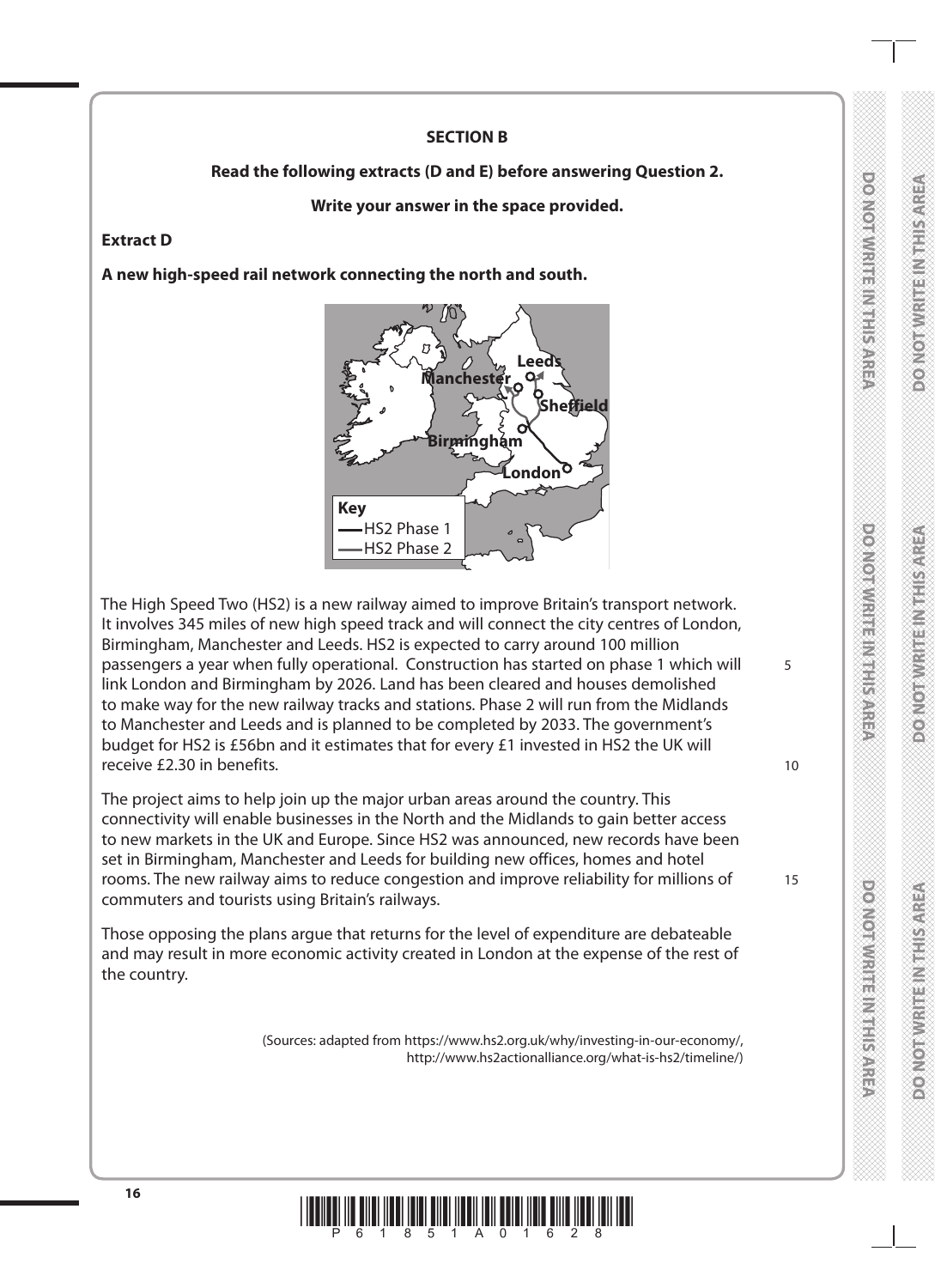**SECTION B**

**Read the following extracts (D and E) before answering Question 2.**

**Write your answer in the space provided.**

**Extract D**

**A new high-speed rail network connecting the north and south.**

Key
- HS2 Phase 1
- HS2 Phase 2

The High Speed Two (HS2) is a new railway aimed to improve Britain's transport network. It involves 345 miles of new high speed track and will connect the city centres of London, Birmingham, Manchester and Leeds. HS2 is expected to carry around 100 million passengers a year when fully operational. Construction has started on phase 1 which will link London and Birmingham by 2026. Land has been cleared and houses demolished to make way for the new railway tracks and stations. Phase 2 will run from the Midlands to Manchester and Leeds and is planned to be completed by 2033. The government's budget for HS2 is £56bn and it estimates that for every £1 invested in HS2 the UK will receive £2.30 in benefits.

The project aims to help join up the major urban areas around the country. This connectivity will enable businesses in the North and the Midlands to gain better access to new markets in the UK and Europe. Since HS2 was announced, new records have been set in Birmingham, Manchester and Leeds for building new offices, homes and hotel rooms. The new railway aims to reduce congestion and improve reliability for millions of commuters and tourists using Britain's railways.

Those opposing the plans argue that returns for the level of expenditure are debateable and may result in more economic activity created in London at the expense of the rest of the country.

(Sources: adapted from https://www.hs2.org.uk/why/investing-in-our-economy/, http://www.hs2actionalliance.org/what-is-hs2/timeline/)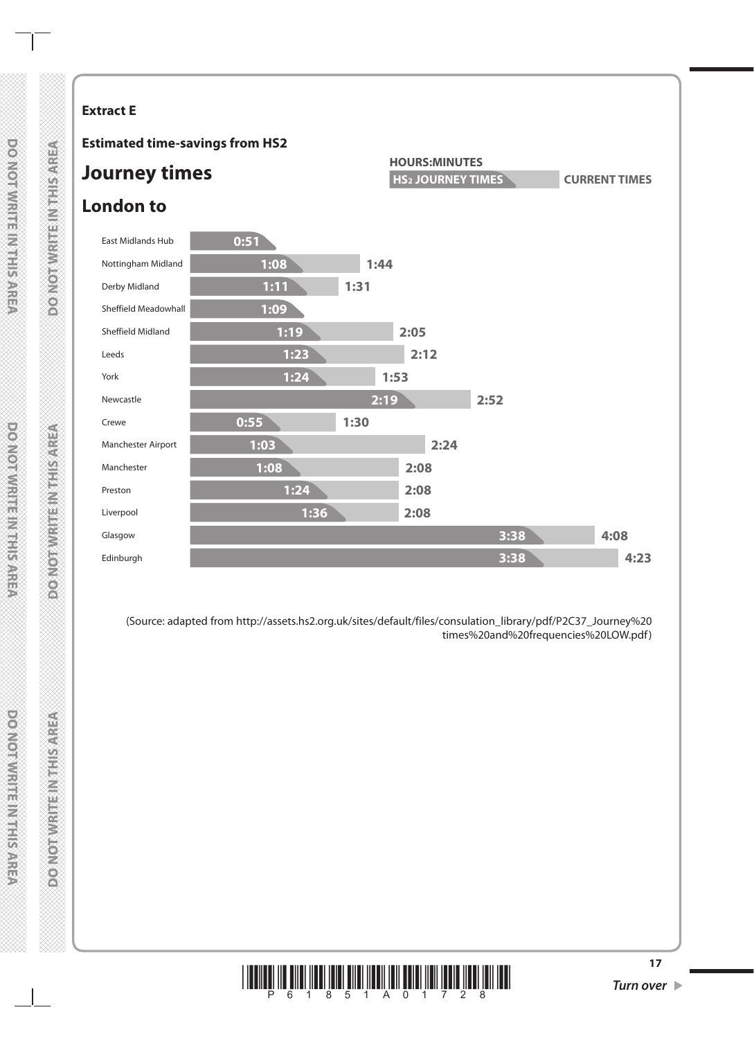**Extract E**

**Estimated time-savings from HS2**

## Journey times

## London to

HOURS:MINUTES

| Destination | HS2 JOURNEY TIMES | CURRENT TIMES |
|---|---|---|
| East Midlands Hub | 0:51 | |
| Nottingham Midland | 1:08 | 1:44 |
| Derby Midland | 1:11 | 1:31 |
| Sheffield Meadowhall | 1:09 | |
| Sheffield Midland | 1:19 | 2:05 |
| Leeds | 1:23 | 2:12 |
| York | 1:24 | 1:53 |
| Newcastle | 2:19 | 2:52 |
| Crewe | 0:55 | 1:30 |
| Manchester Airport | 1:03 | 2:24 |
| Manchester | 1:08 | 2:08 |
| Preston | 1:24 | 2:08 |
| Liverpool | 1:36 | 2:08 |
| Glasgow | 3:38 | 4:08 |
| Edinburgh | 3:38 | 4:23 |

(Source: adapted from http://assets.hs2.org.uk/sites/default/files/consulation_library/pdf/P2C37_Journey%20times%20and%20frequencies%20LOW.pdf)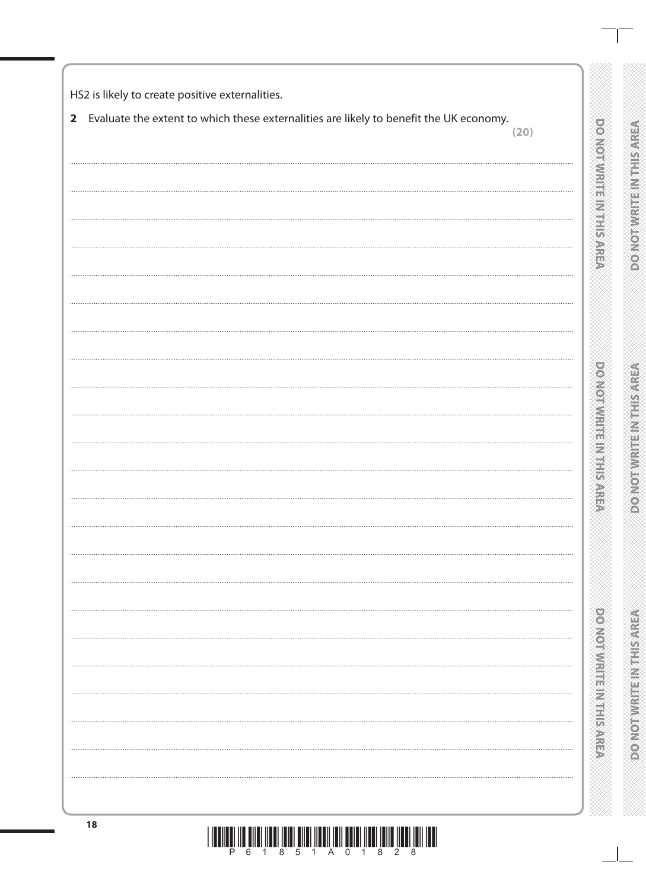HS2 is likely to create positive externalities.

**2** Evaluate the extent to which these externalities are likely to benefit the UK economy.

**(20)**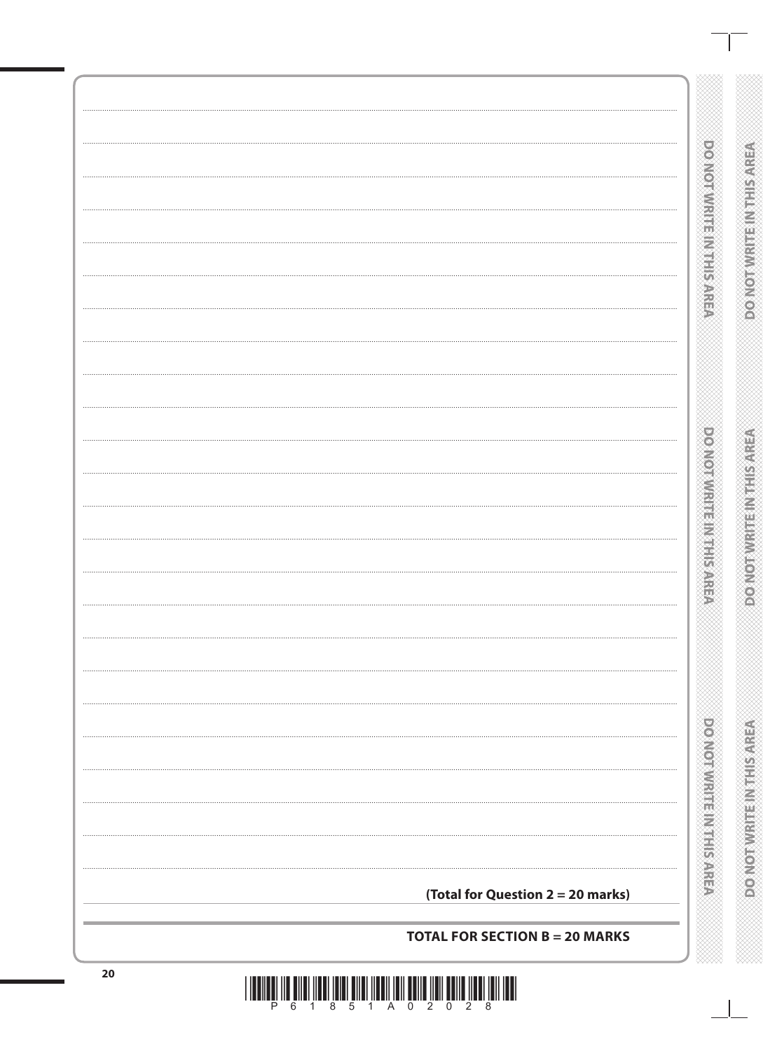**(Total for Question 2 = 20 marks)**

**TOTAL FOR SECTION B = 20 MARKS**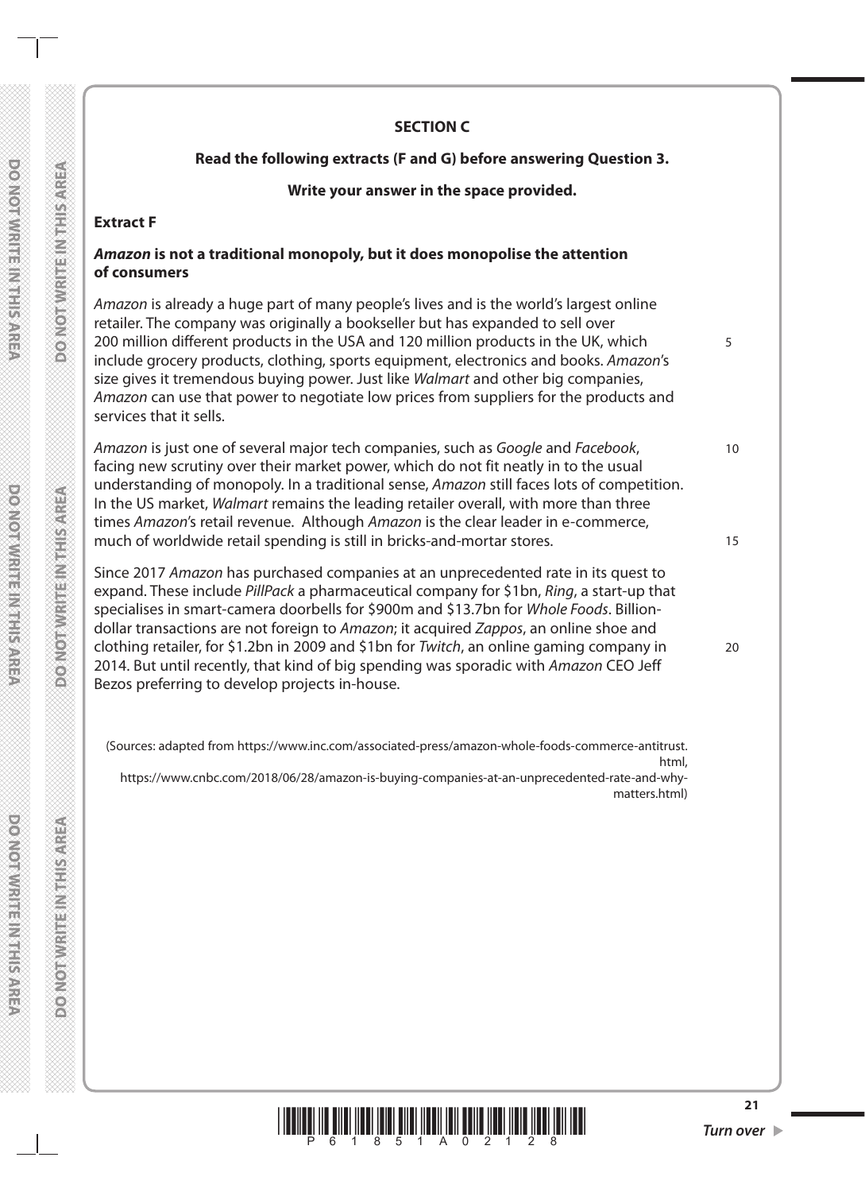## SECTION C

**Read the following extracts (F and G) before answering Question 3.**

**Write your answer in the space provided.**

### Extract F

***Amazon* is not a traditional monopoly, but it does monopolise the attention of consumers**

*Amazon* is already a huge part of many people's lives and is the world's largest online retailer. The company was originally a bookseller but has expanded to sell over 200 million different products in the USA and 120 million products in the UK, which include grocery products, clothing, sports equipment, electronics and books. *Amazon*'s size gives it tremendous buying power. Just like *Walmart* and other big companies, *Amazon* can use that power to negotiate low prices from suppliers for the products and services that it sells.

*Amazon* is just one of several major tech companies, such as *Google* and *Facebook*, facing new scrutiny over their market power, which do not fit neatly in to the usual understanding of monopoly. In a traditional sense, *Amazon* still faces lots of competition. In the US market, *Walmart* remains the leading retailer overall, with more than three times *Amazon*'s retail revenue. Although *Amazon* is the clear leader in e-commerce, much of worldwide retail spending is still in bricks-and-mortar stores.

Since 2017 *Amazon* has purchased companies at an unprecedented rate in its quest to expand. These include *PillPack* a pharmaceutical company for $1bn, *Ring*, a start-up that specialises in smart-camera doorbells for $900m and $13.7bn for *Whole Foods*. Billion-dollar transactions are not foreign to *Amazon*; it acquired *Zappos*, an online shoe and clothing retailer, for $1.2bn in 2009 and $1bn for *Twitch*, an online gaming company in 2014. But until recently, that kind of big spending was sporadic with *Amazon* CEO Jeff Bezos preferring to develop projects in-house.

(Sources: adapted from https://www.inc.com/associated-press/amazon-whole-foods-commerce-antitrust.html,
https://www.cnbc.com/2018/06/28/amazon-is-buying-companies-at-an-unprecedented-rate-and-why-matters.html)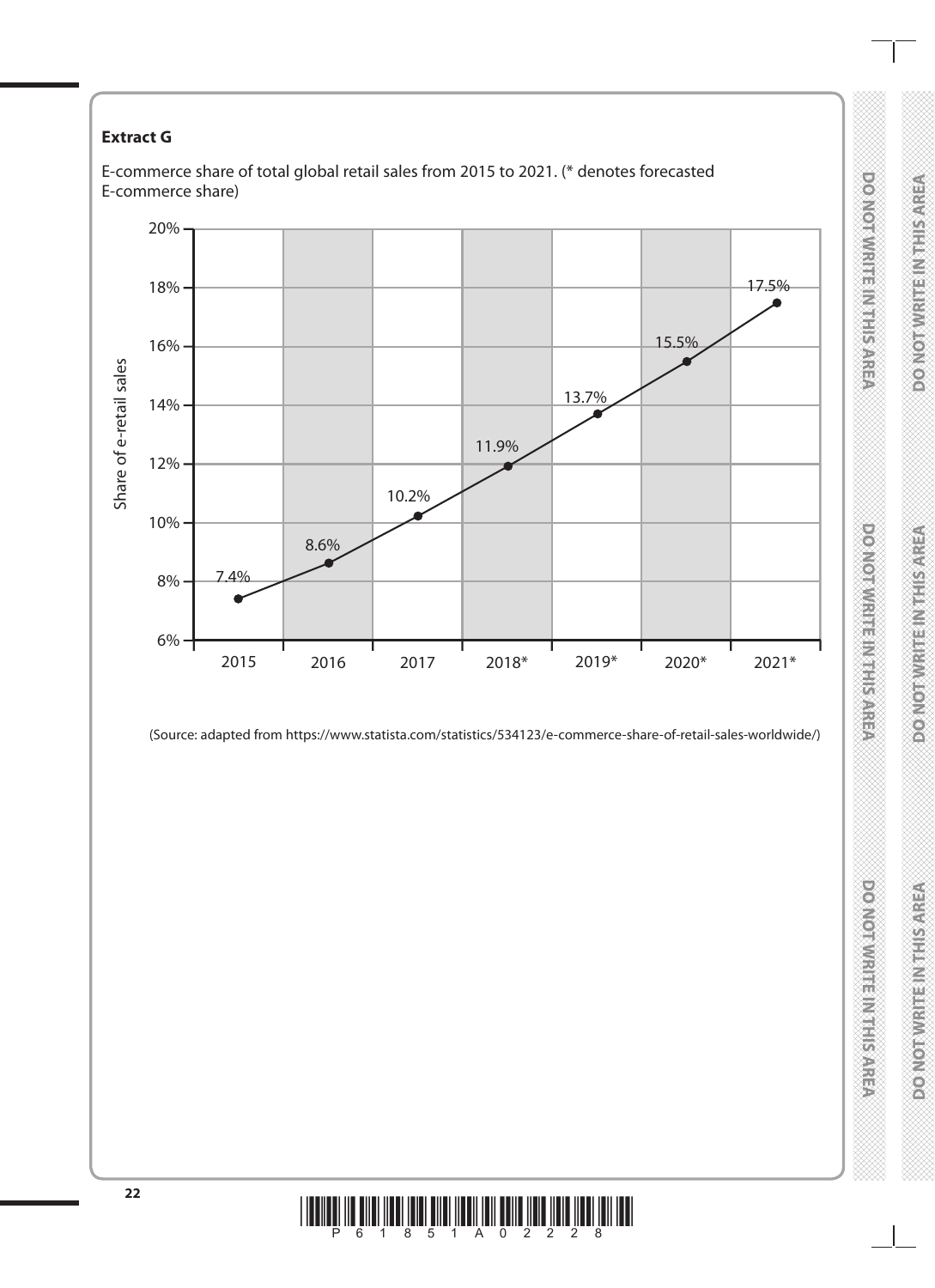**Extract G**

E-commerce share of total global retail sales from 2015 to 2021. (* denotes forecasted E-commerce share)

| Year | Share of e-retail sales |
|---|---|
| 2015 | 7.4% |
| 2016 | 8.6% |
| 2017 | 10.2% |
| 2018* | 11.9% |
| 2019* | 13.7% |
| 2020* | 15.5% |
| 2021* | 17.5% |

(Source: adapted from https://www.statista.com/statistics/534123/e-commerce-share-of-retail-sales-worldwide/)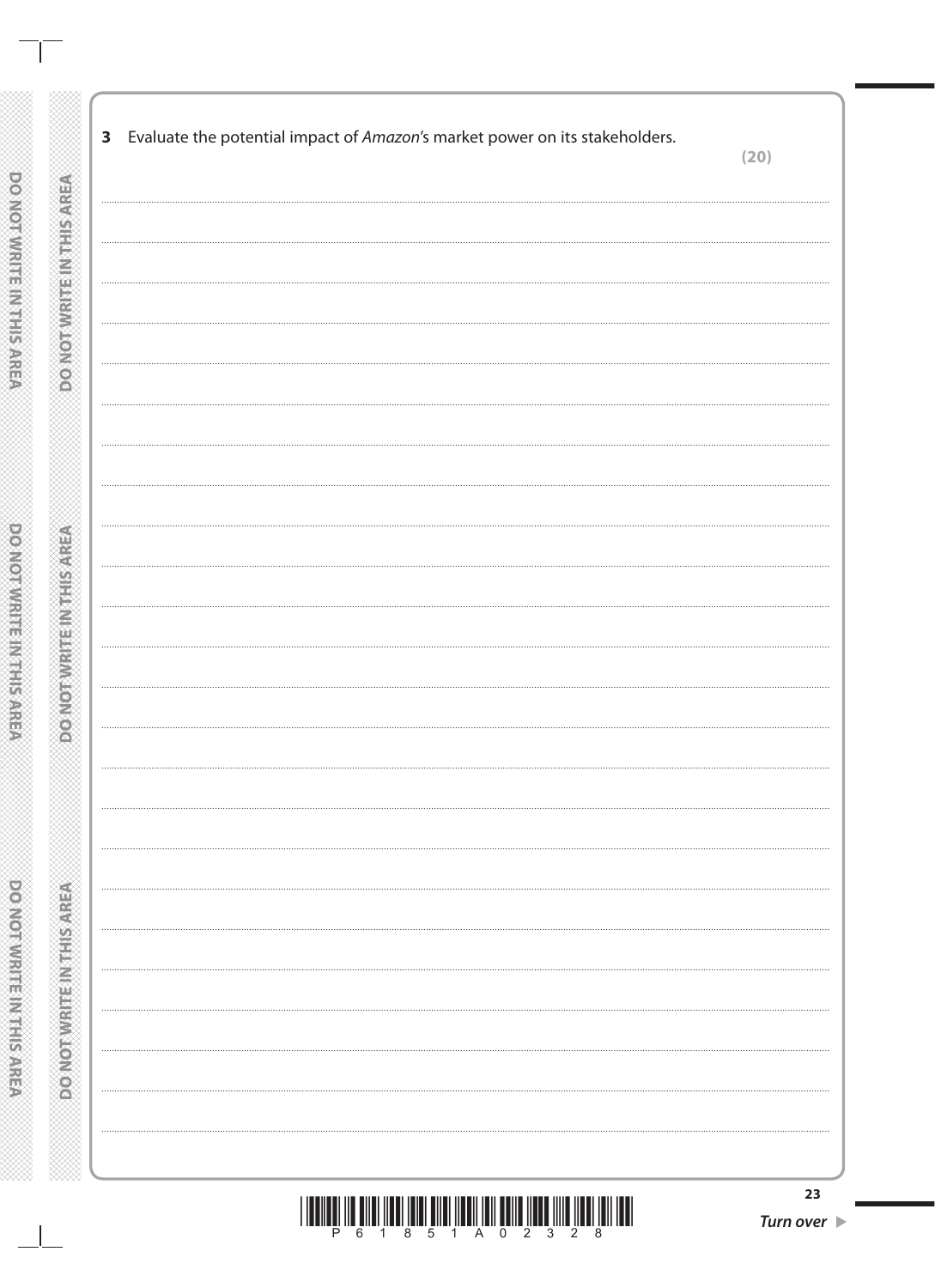**3** Evaluate the potential impact of *Amazon's* market power on its stakeholders.

**(20)**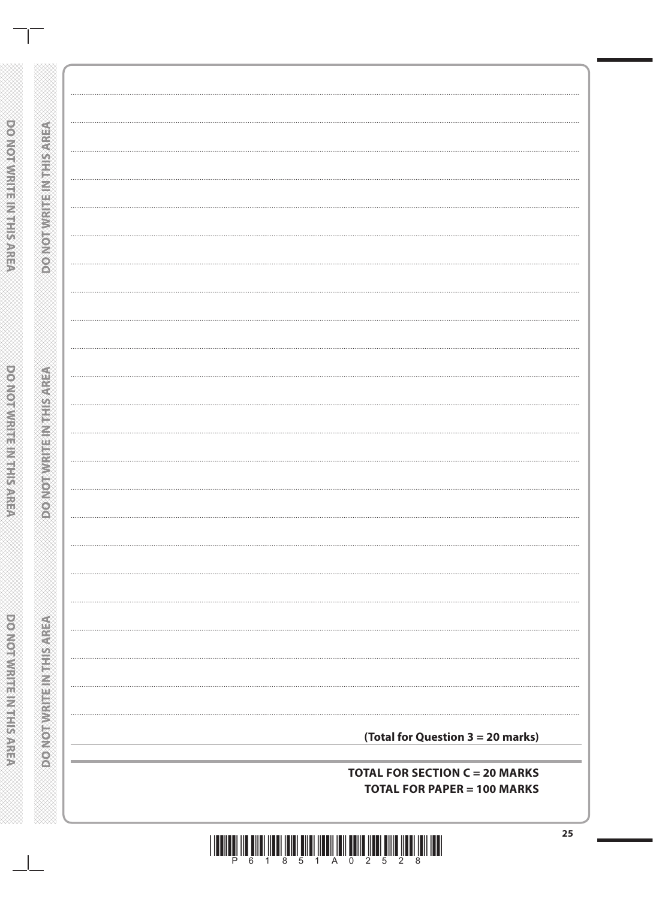**(Total for Question 3 = 20 marks)**

**TOTAL FOR SECTION C = 20 MARKS**

**TOTAL FOR PAPER = 100 MARKS**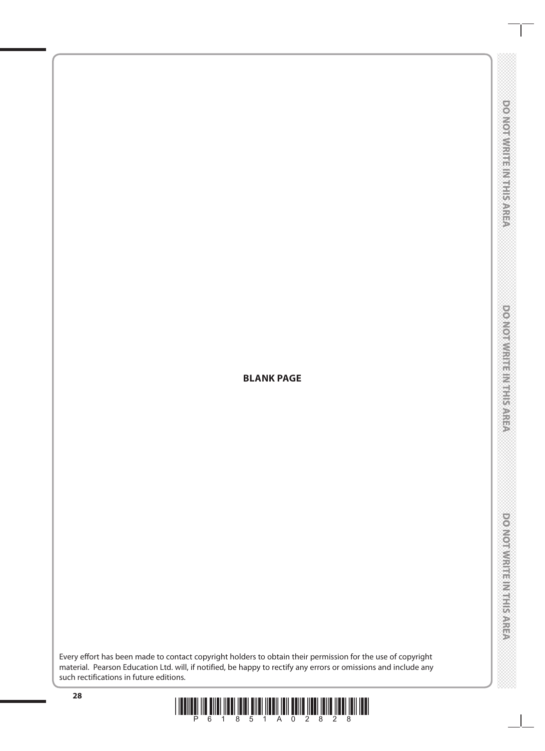**BLANK PAGE**

Every effort has been made to contact copyright holders to obtain their permission for the use of copyright material. Pearson Education Ltd. will, if notified, be happy to rectify any errors or omissions and include any such rectifications in future editions.